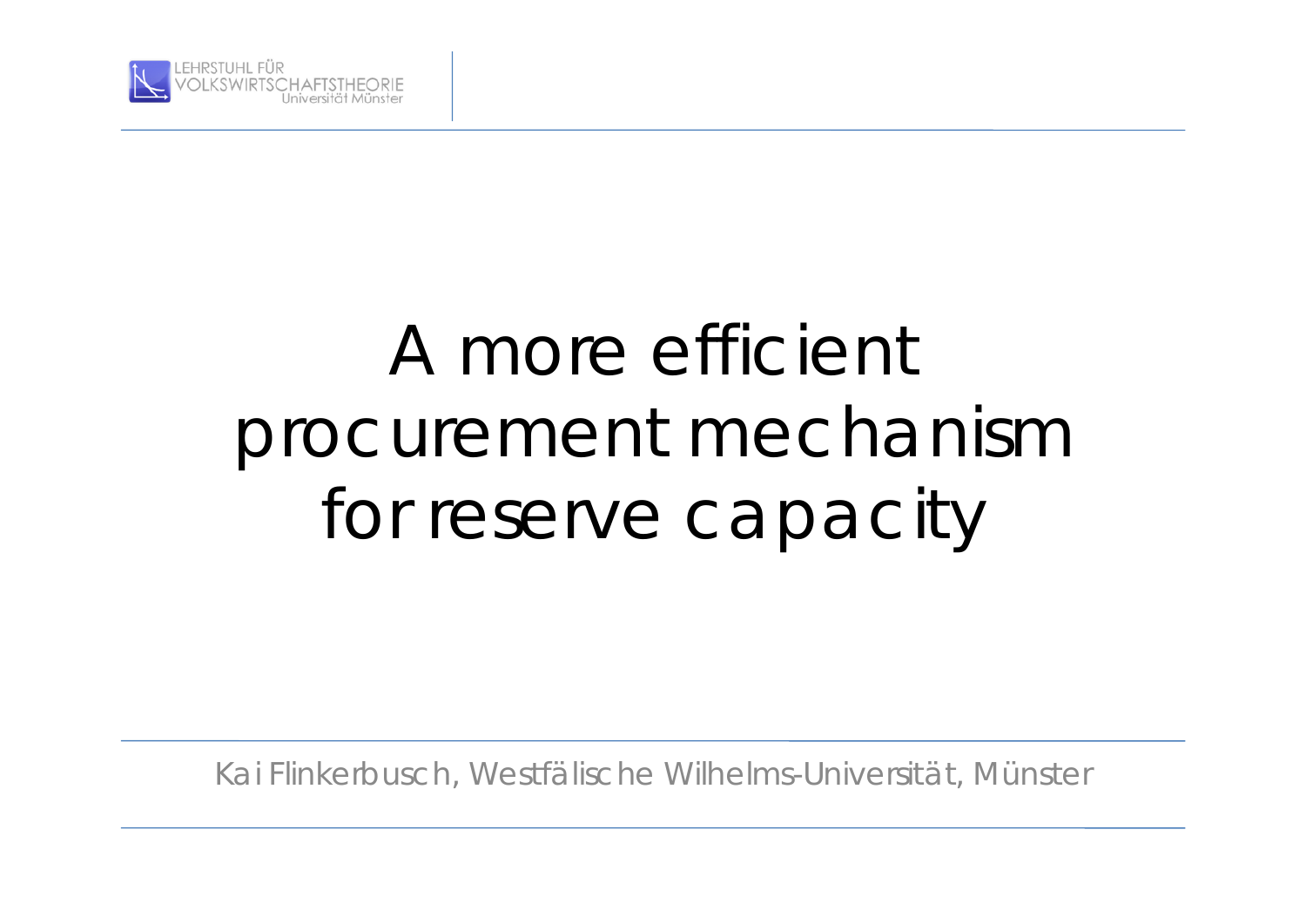LEHRSTUHL FÜR VOLKSWIRTSCHAFTSTHEORIE Universität Münster

# A more efficient procurement mechanism for reserve capacity

Kai Flinkerbusch, Westfälische Wilhelms-Universität, Münster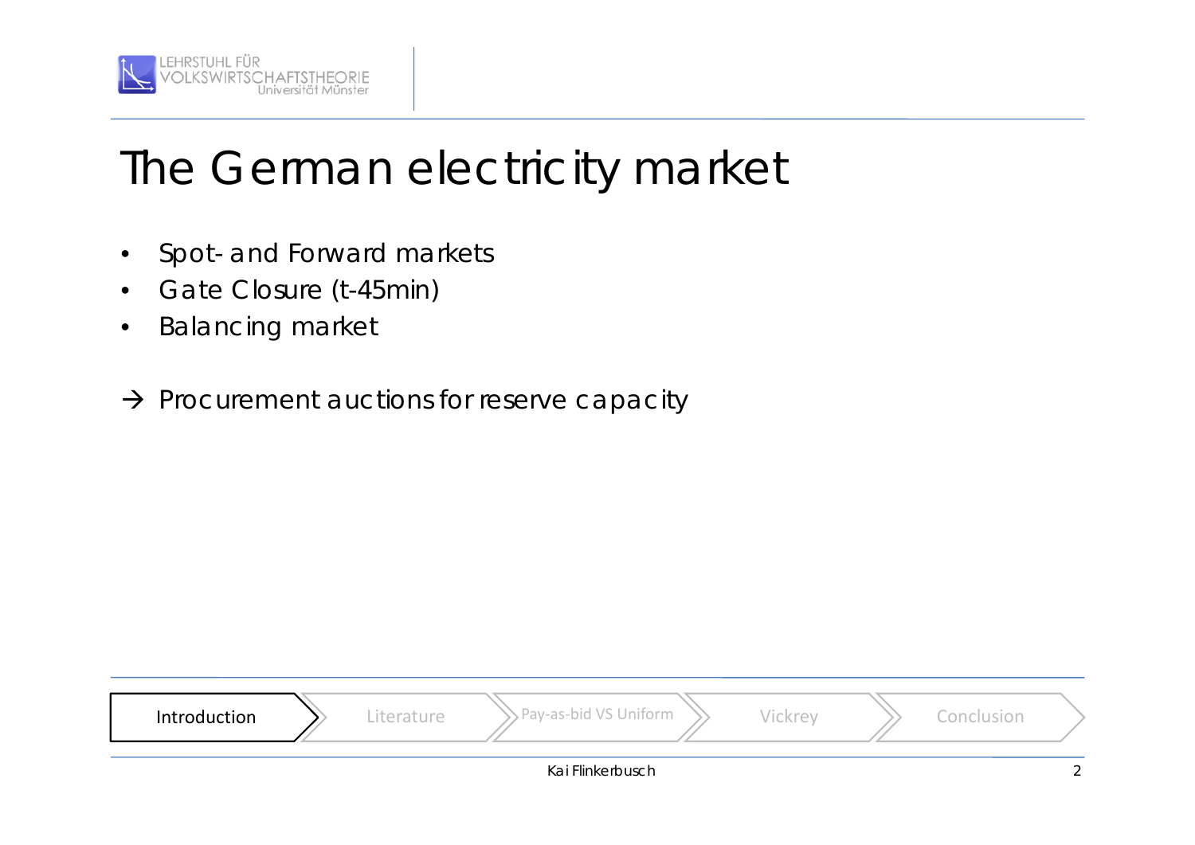# The German electricity market

- Spot- and Forward markets
- Gate Closure (t-45min)
- Balancing market

→ Procurement auctions for reserve capacity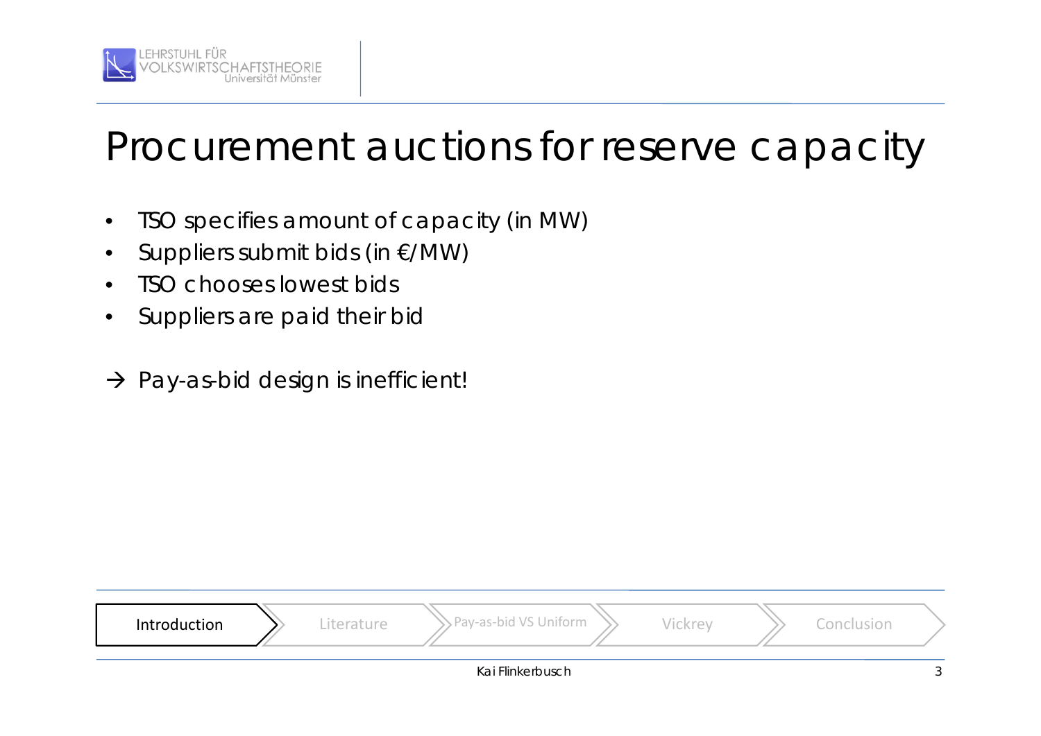# Procurement auctions for reserve capacity

- TSO specifies amount of capacity (in MW)
- Suppliers submit bids (in €/MW)
- TSO chooses lowest bids
- Suppliers are paid their bid

→ Pay-as-bid design is inefficient!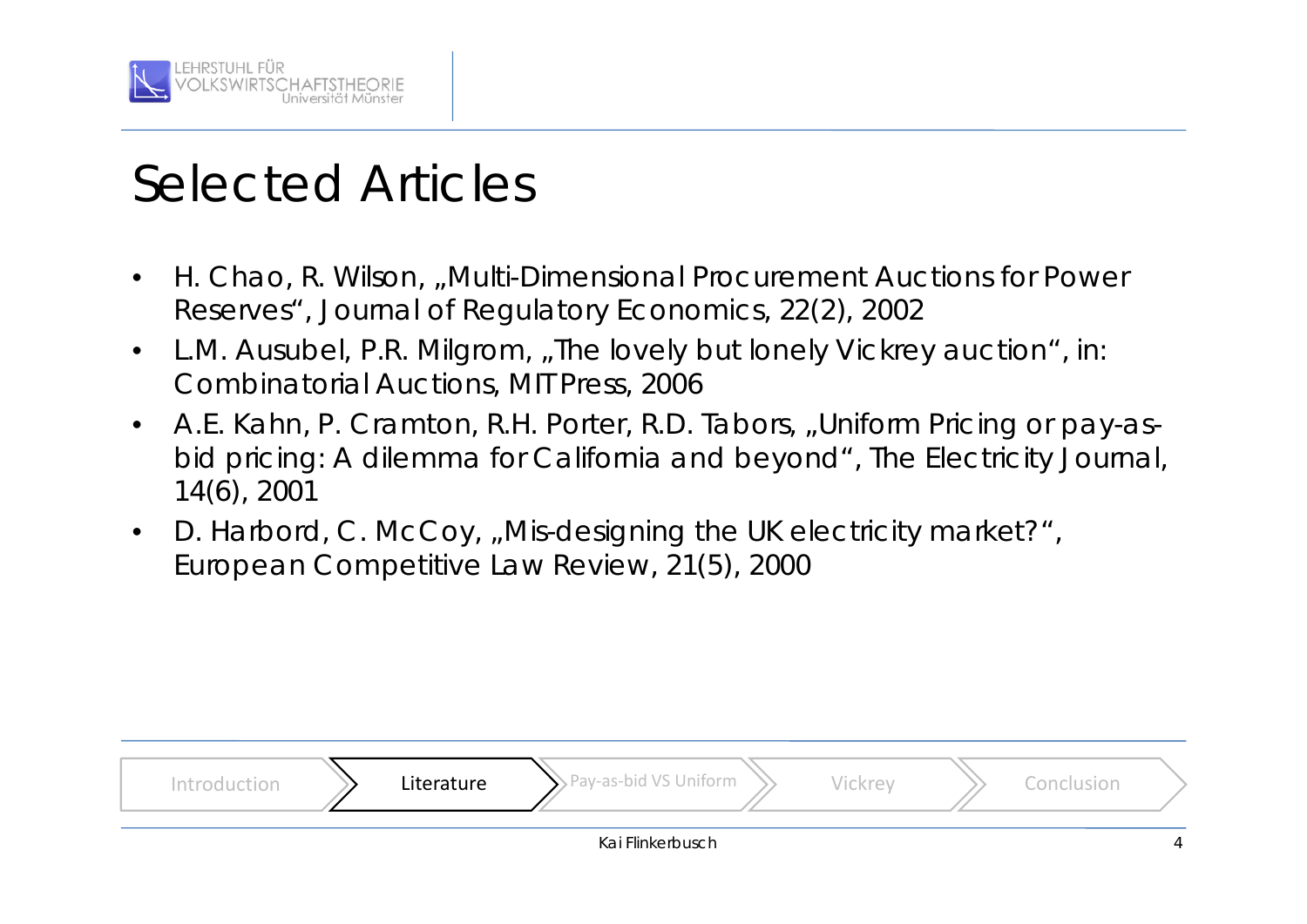# Selected Articles

- H. Chao, R. Wilson, „Multi-Dimensional Procurement Auctions for Power Reserves“, Journal of Regulatory Economics, 22(2), 2002
- L.M. Ausubel, P.R. Milgrom, „The lovely but lonely Vickrey auction“, in: Combinatorial Auctions, MIT Press, 2006
- A.E. Kahn, P. Cramton, R.H. Porter, R.D. Tabors, „Uniform Pricing or pay-as-bid pricing: A dilemma for California and beyond“, The Electricity Journal, 14(6), 2001
- D. Harbord, C. McCoy, „Mis-designing the UK electricity market?“, European Competitive Law Review, 21(5), 2000

Introduction | **Literature** | Pay-as-bid VS Uniform | Vickrey | Conclusion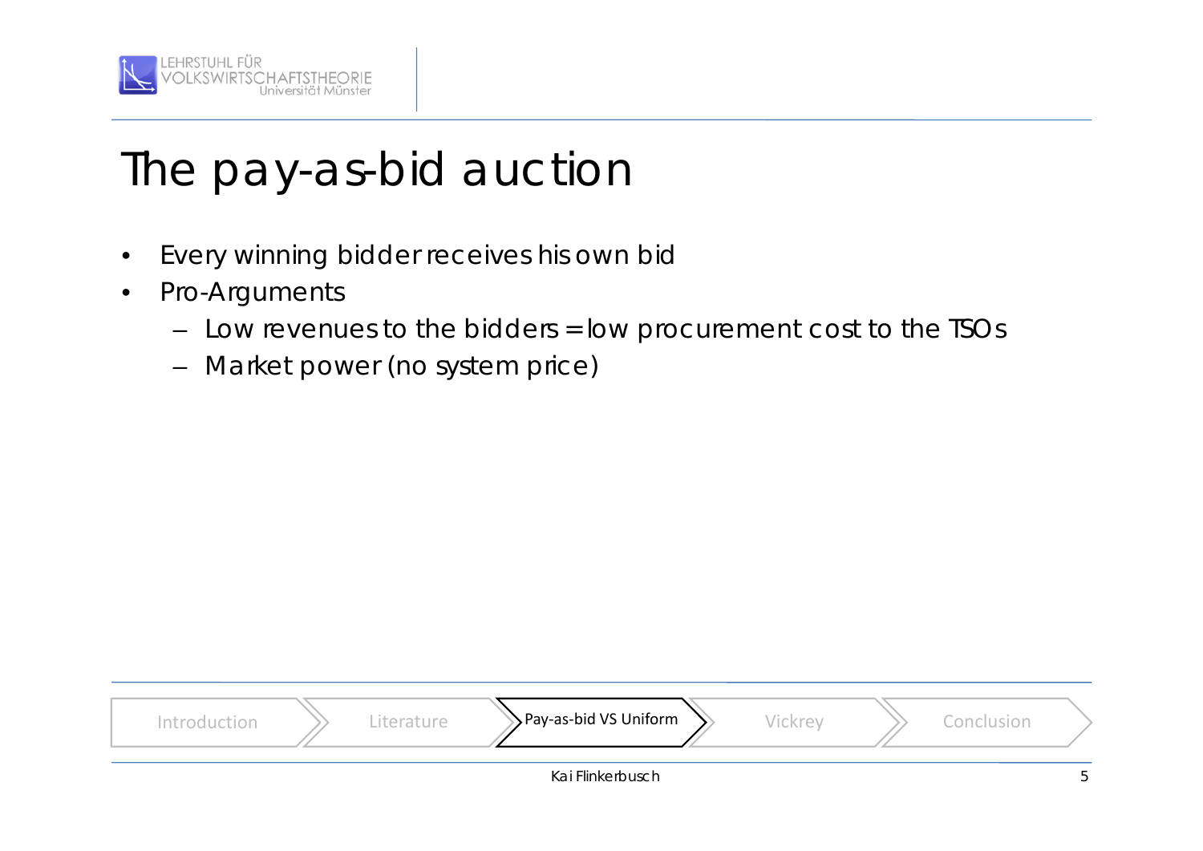# The pay-as-bid auction

- Every winning bidder receives his own bid
- Pro-Arguments
  - Low revenues to the bidders = low procurement cost to the TSOs
  - Market power (no system price)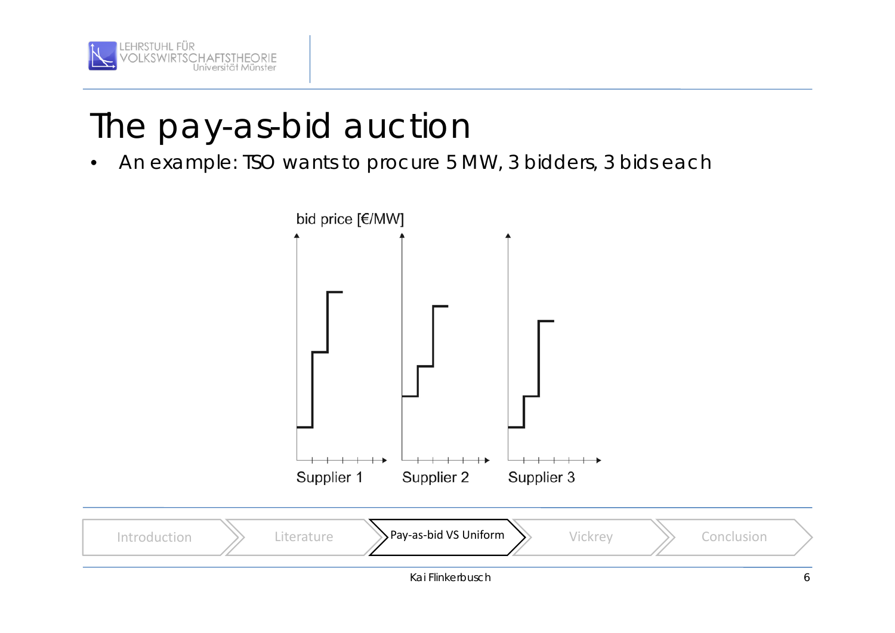# The pay-as-bid auction

- An example: TSO wants to procure 5 MW, 3 bidders, 3 bids each

bid price [€/MW]

Supplier 1 Supplier 2 Supplier 3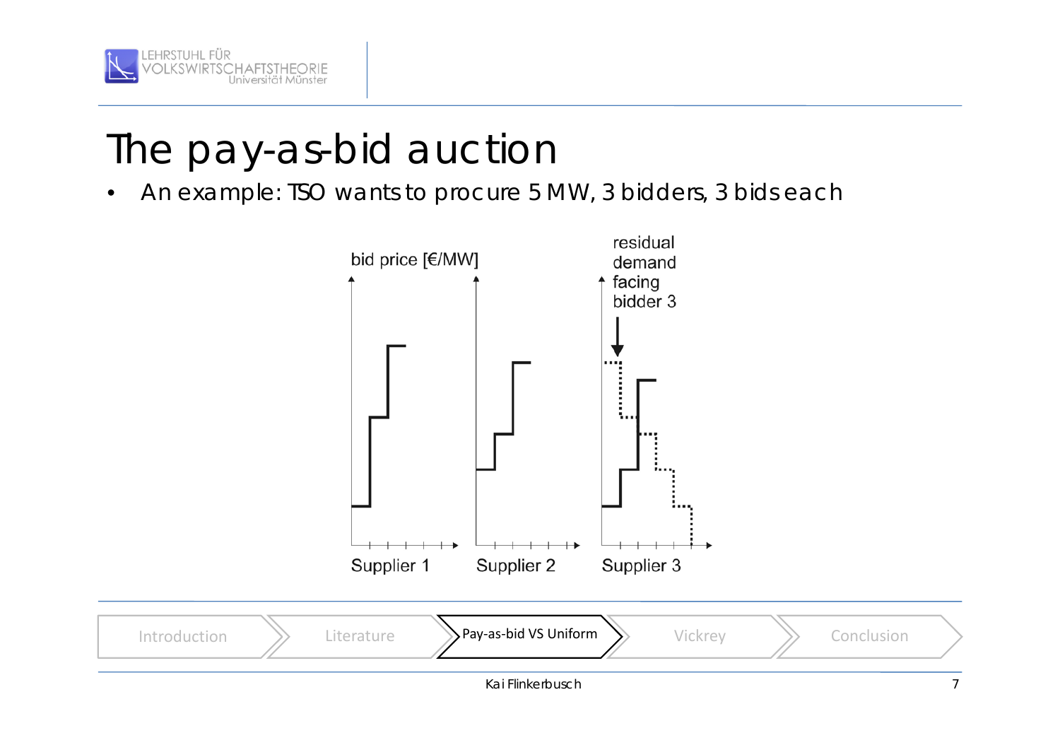# The pay-as-bid auction

- An example: TSO wants to procure 5 MW, 3 bidders, 3 bids each

bid price [€/MW]

residual demand facing bidder 3

Supplier 1

Supplier 2

Supplier 3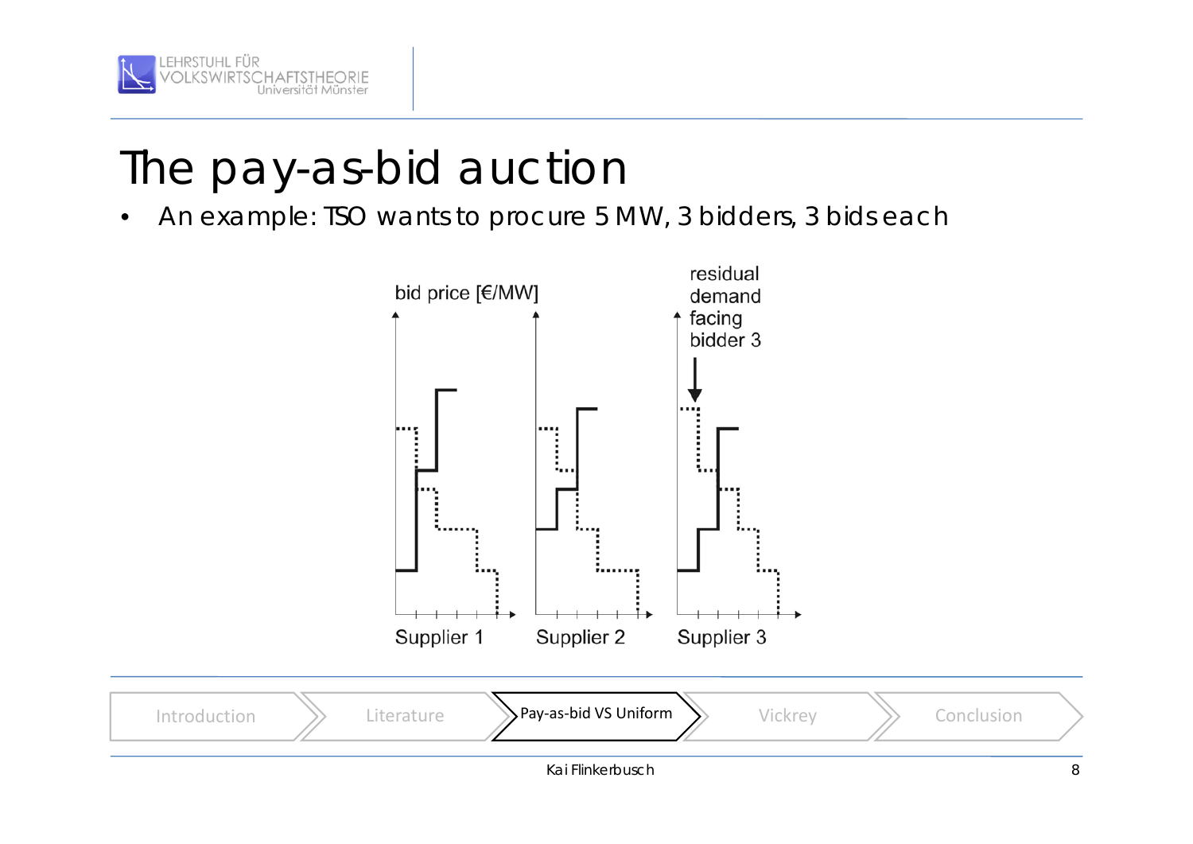# The pay-as-bid auction

- An example: TSO wants to procure 5 MW, 3 bidders, 3 bids each

bid price [€/MW]

residual demand facing bidder 3

Supplier 1 Supplier 2 Supplier 3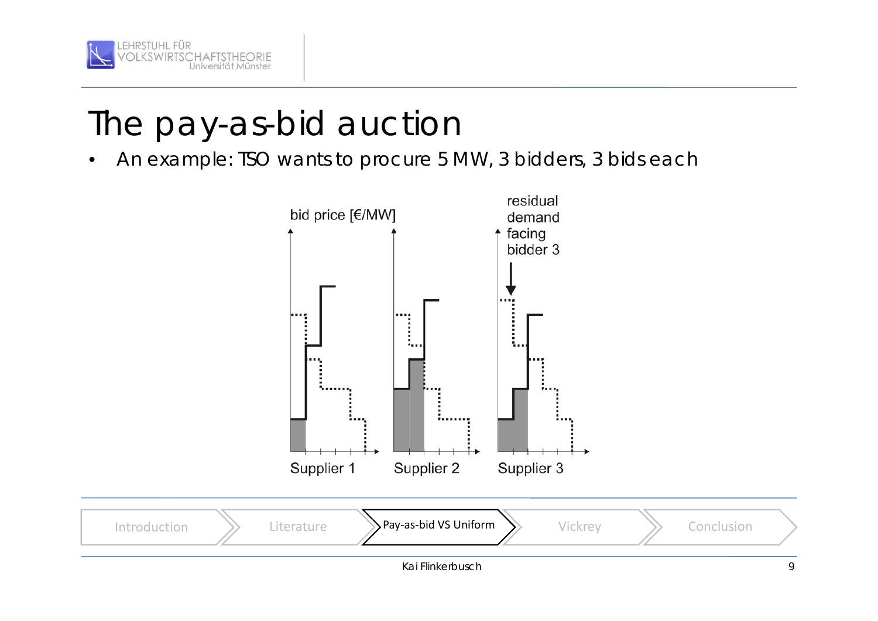# The pay-as-bid auction

- An example: TSO wants to procure 5 MW, 3 bidders, 3 bids each

bid price [€/MW]

residual demand facing bidder 3

Supplier 1 | Supplier 2 | Supplier 3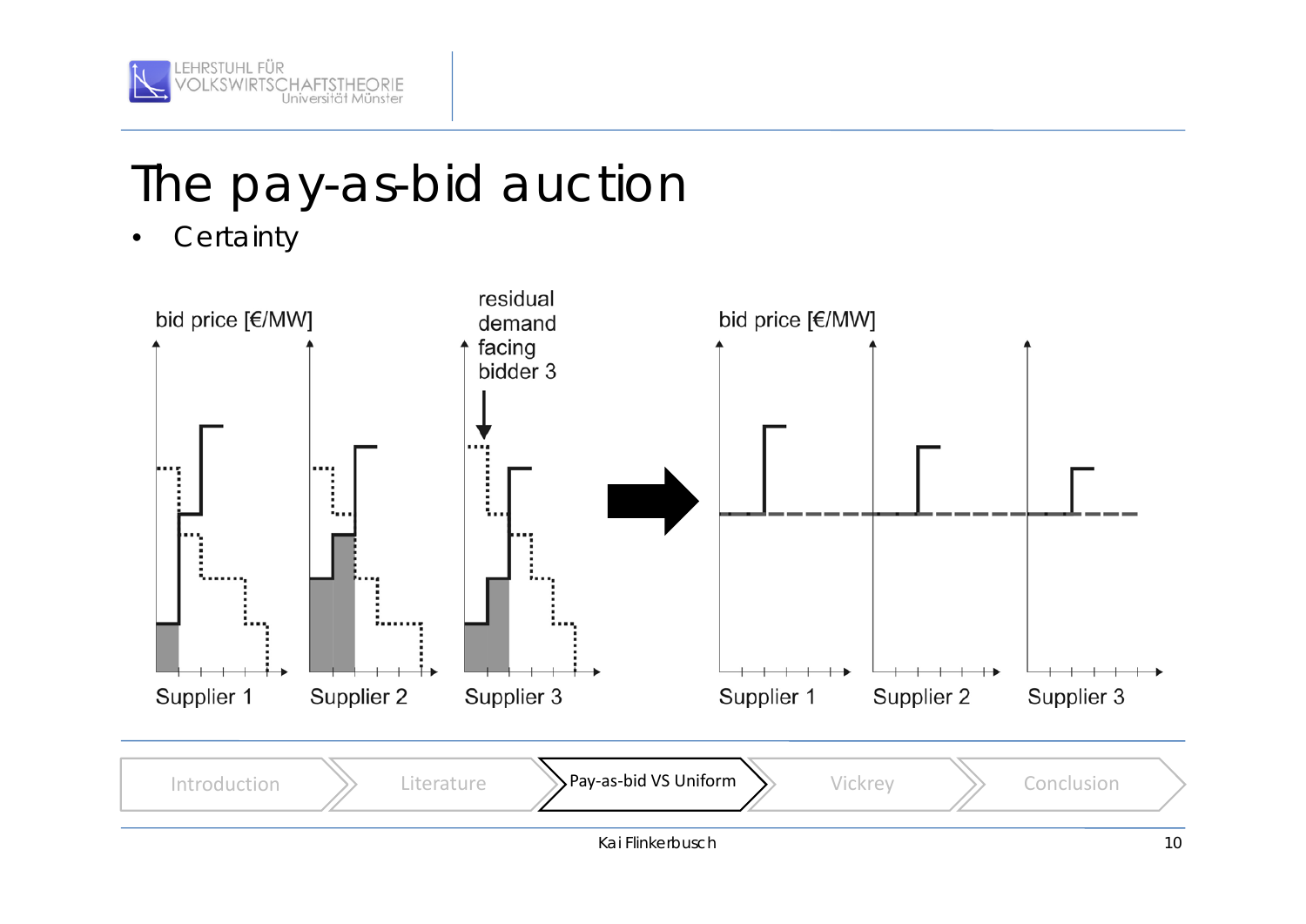# The pay-as-bid auction

- Certainty

bid price [€/MW]

residual demand facing bidder 3

Supplier 1

Supplier 2

Supplier 3

bid price [€/MW]

Supplier 1

Supplier 2

Supplier 3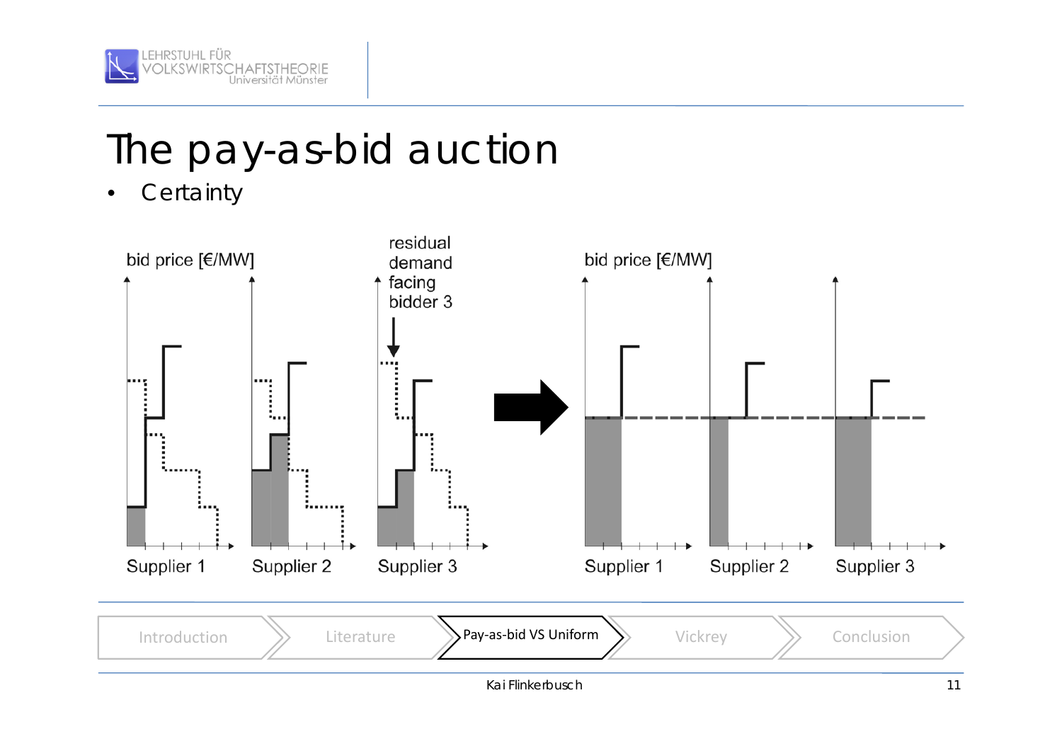# The pay-as-bid auction

- Certainty

bid price [€/MW]

residual demand facing bidder 3

Supplier 1 Supplier 2 Supplier 3

bid price [€/MW]

Supplier 1 Supplier 2 Supplier 3

Introduction | Literature | Pay-as-bid VS Uniform | Vickrey | Conclusion

Kai Flinkerbusch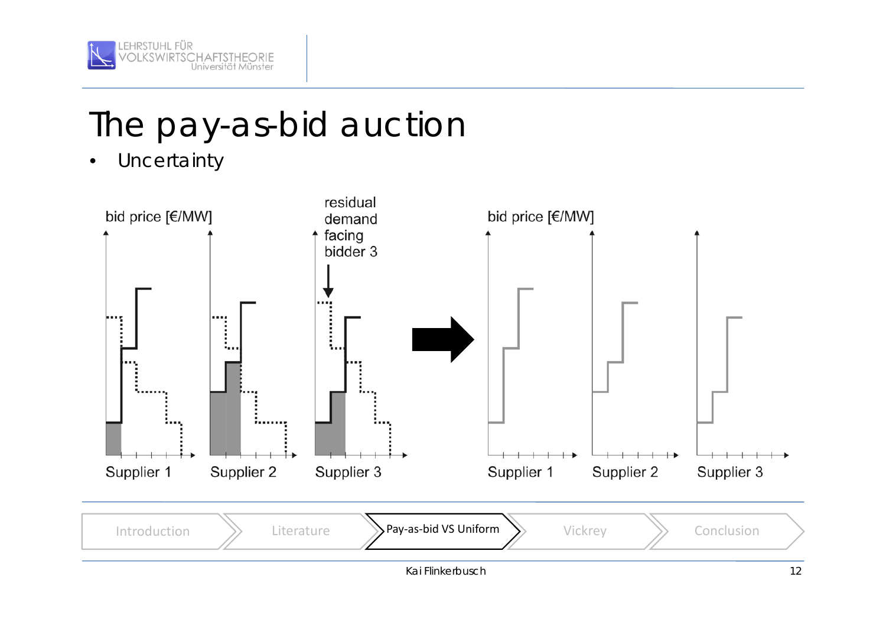# The pay-as-bid auction

- Uncertainty

bid price [€/MW]

residual demand facing bidder 3

Supplier 1

Supplier 2

Supplier 3

bid price [€/MW]

Supplier 1

Supplier 2

Supplier 3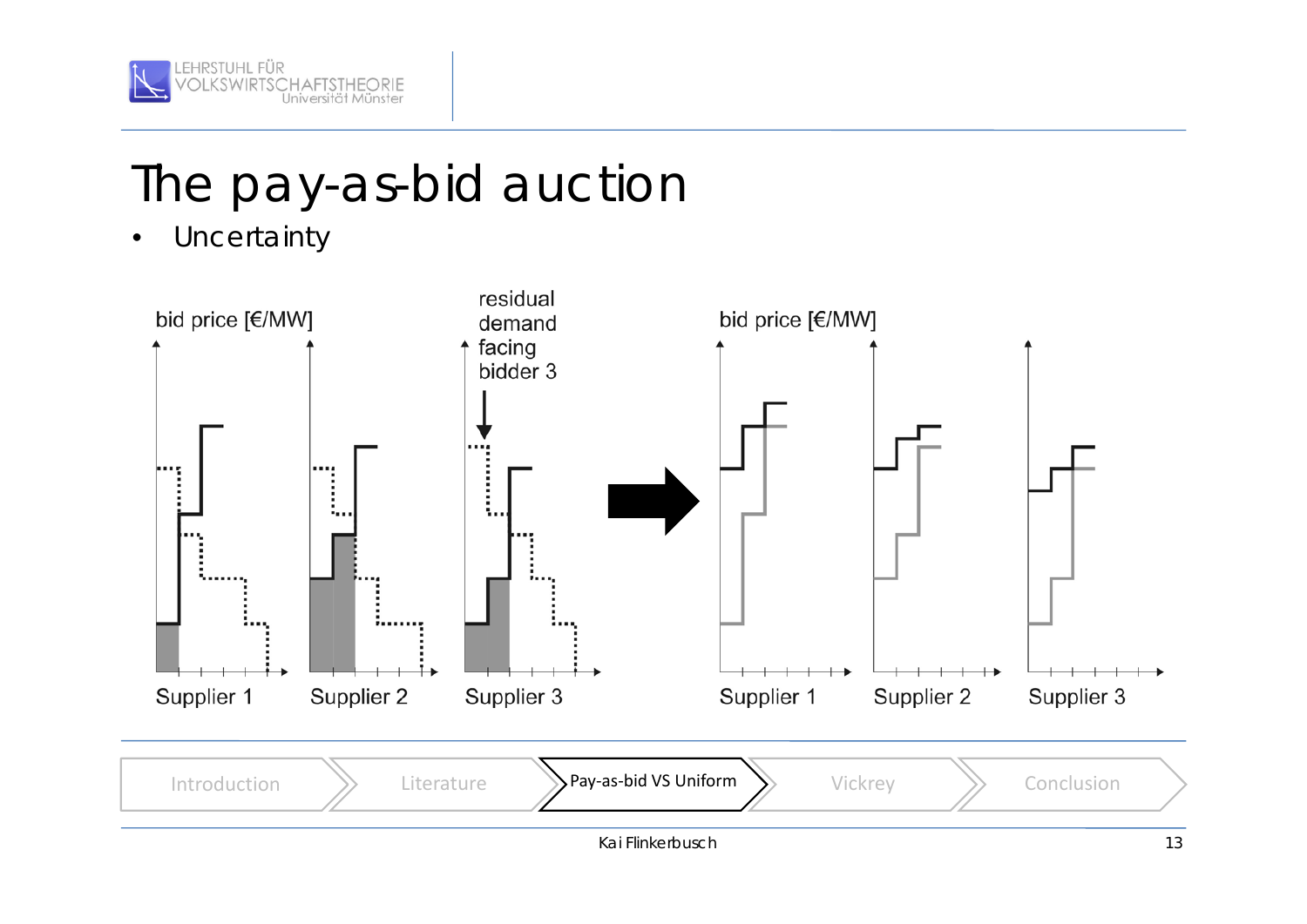# The pay-as-bid auction

- Uncertainty

bid price [€/MW]

residual demand facing bidder 3

Supplier 1 Supplier 2 Supplier 3

bid price [€/MW]

Supplier 1 Supplier 2 Supplier 3

Introduction | Literature | Pay-as-bid VS Uniform | Vickrey | Conclusion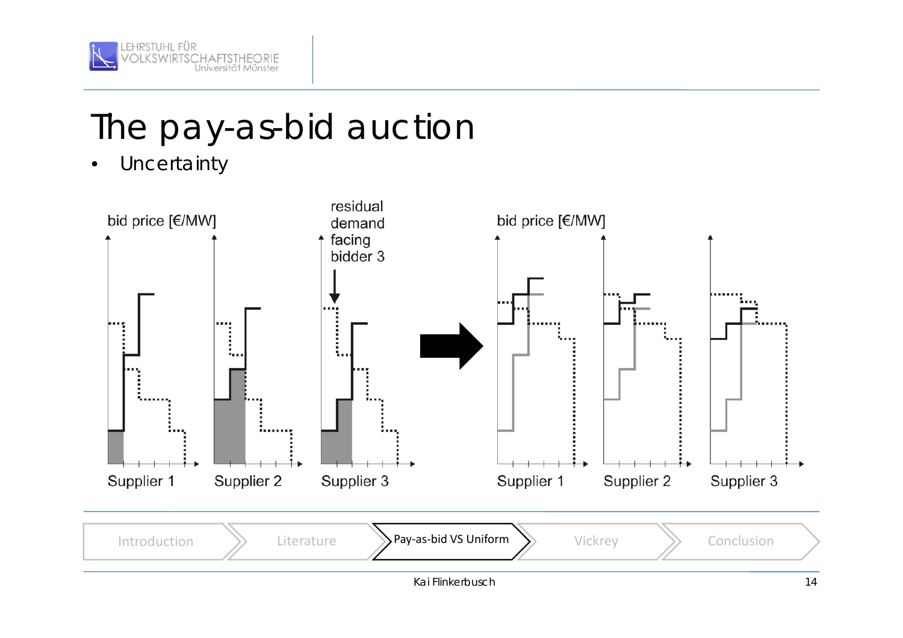# The pay-as-bid auction

- Uncertainty

bid price [€/MW]

residual demand facing bidder 3

Supplier 1 Supplier 2 Supplier 3

bid price [€/MW]

Supplier 1 Supplier 2 Supplier 3

Introduction | Literature | Pay-as-bid VS Uniform | Vickrey | Conclusion

Kai Flinkerbusch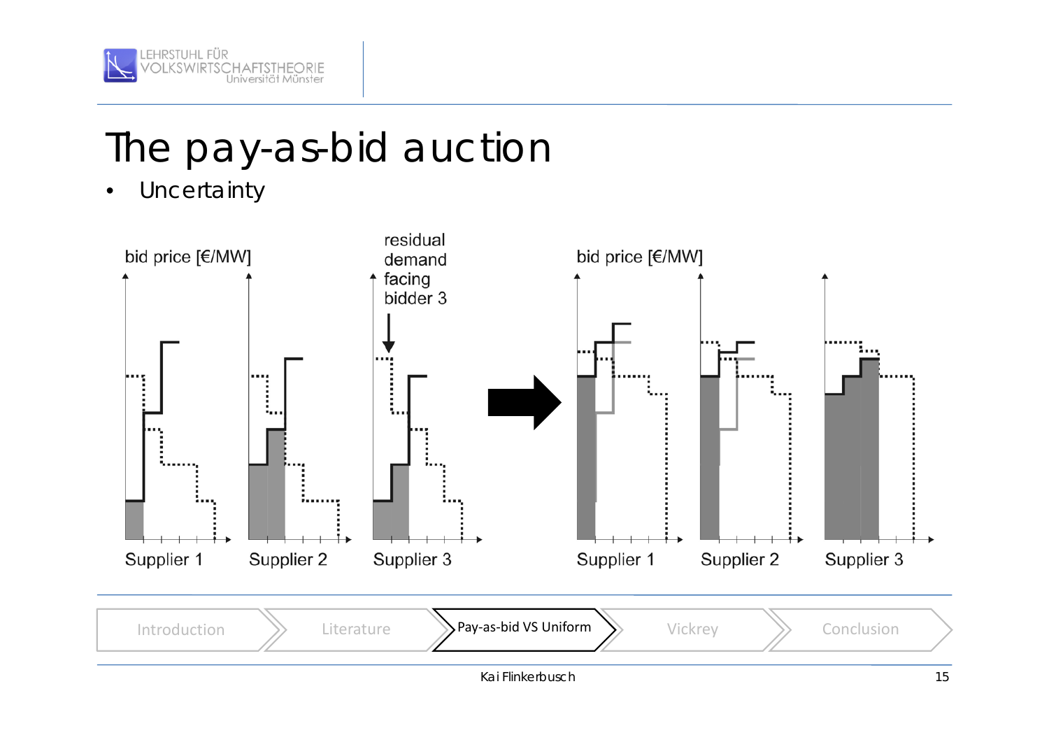# The pay-as-bid auction

- Uncertainty

bid price [€/MW]

residual demand facing bidder 3

Supplier 1 Supplier 2 Supplier 3

bid price [€/MW]

Supplier 1 Supplier 2 Supplier 3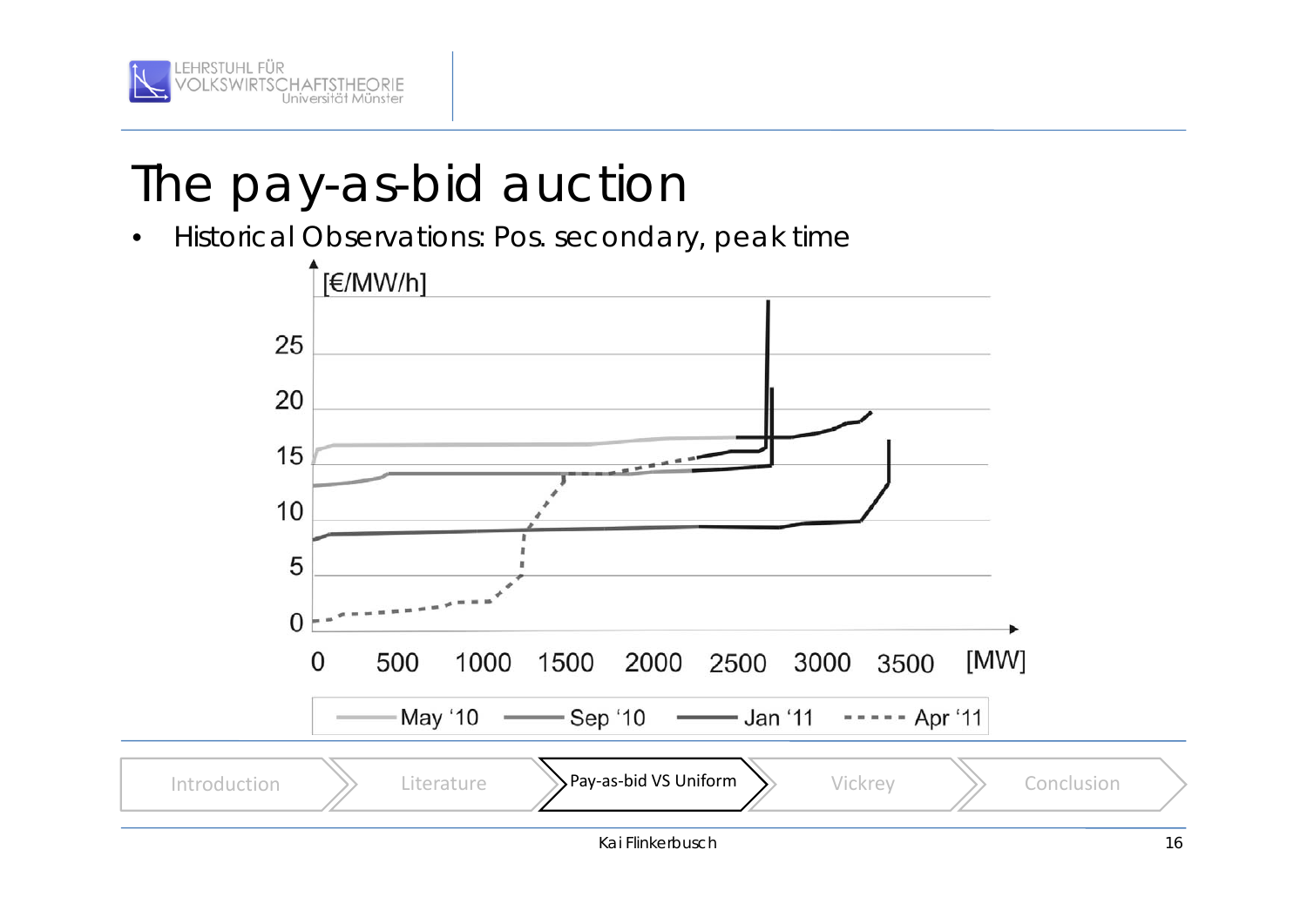# The pay-as-bid auction

- Historical Observations: Pos. secondary, peak time

[€/MW/h]

25

20

15

10

5

0

0 500 1000 1500 2000 2500 3000 3500 [MW]

May '10 Sep '10 Jan '11 Apr '11

Introduction | Literature | Pay-as-bid VS Uniform | Vickrey | Conclusion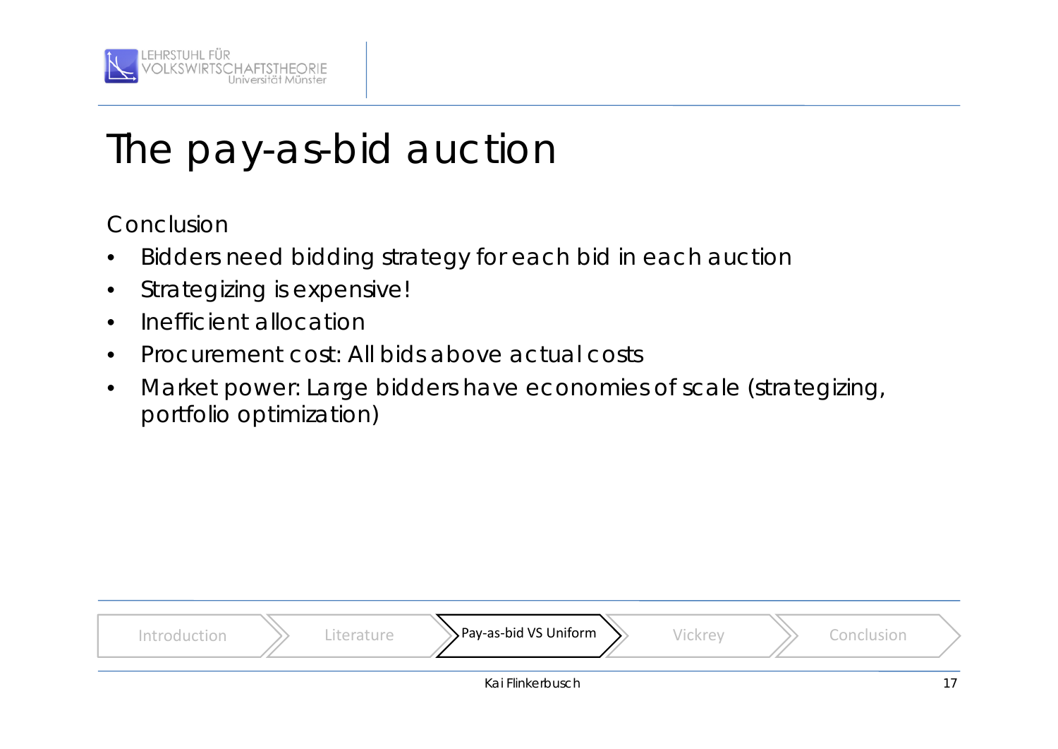# The pay-as-bid auction

Conclusion

- Bidders need bidding strategy for each bid in each auction
- Strategizing is expensive!
- Inefficient allocation
- Procurement cost: All bids above actual costs
- Market power: Large bidders have economies of scale (strategizing, portfolio optimization)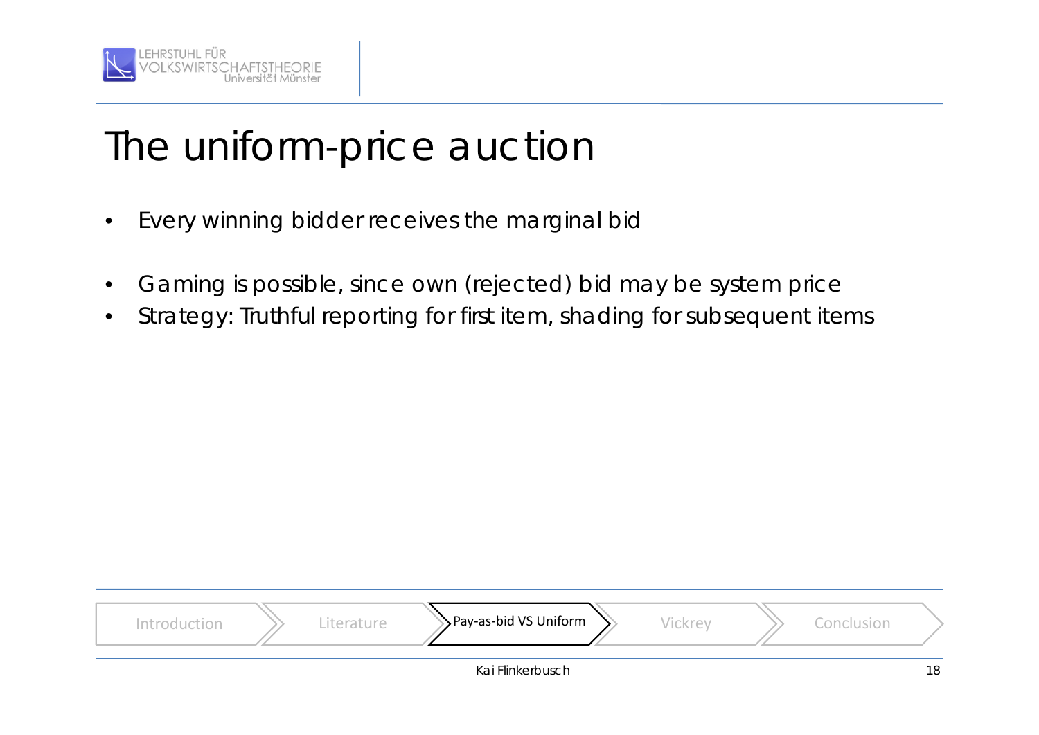# The uniform-price auction

- Every winning bidder receives the marginal bid

- Gaming is possible, since own (rejected) bid may be system price
- Strategy: Truthful reporting for first item, shading for subsequent items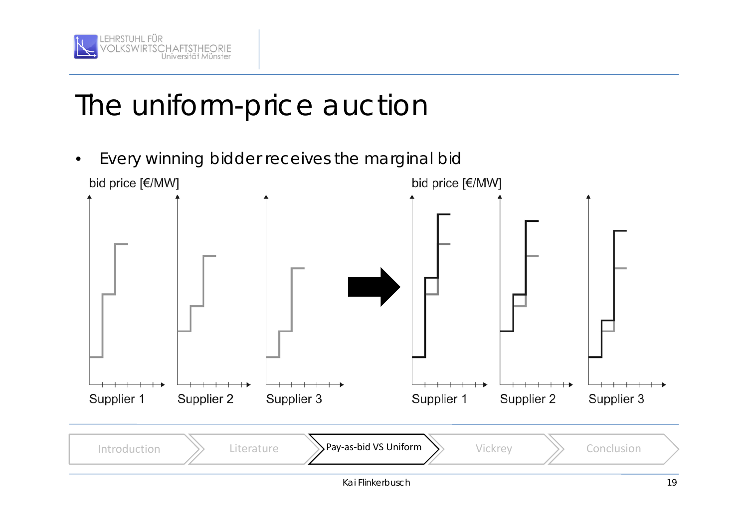# The uniform-price auction

- Every winning bidder receives the marginal bid

bid price [€/MW]

Supplier 1 Supplier 2 Supplier 3

bid price [€/MW]

Supplier 1 Supplier 2 Supplier 3

Introduction | Literature | Pay-as-bid VS Uniform | Vickrey | Conclusion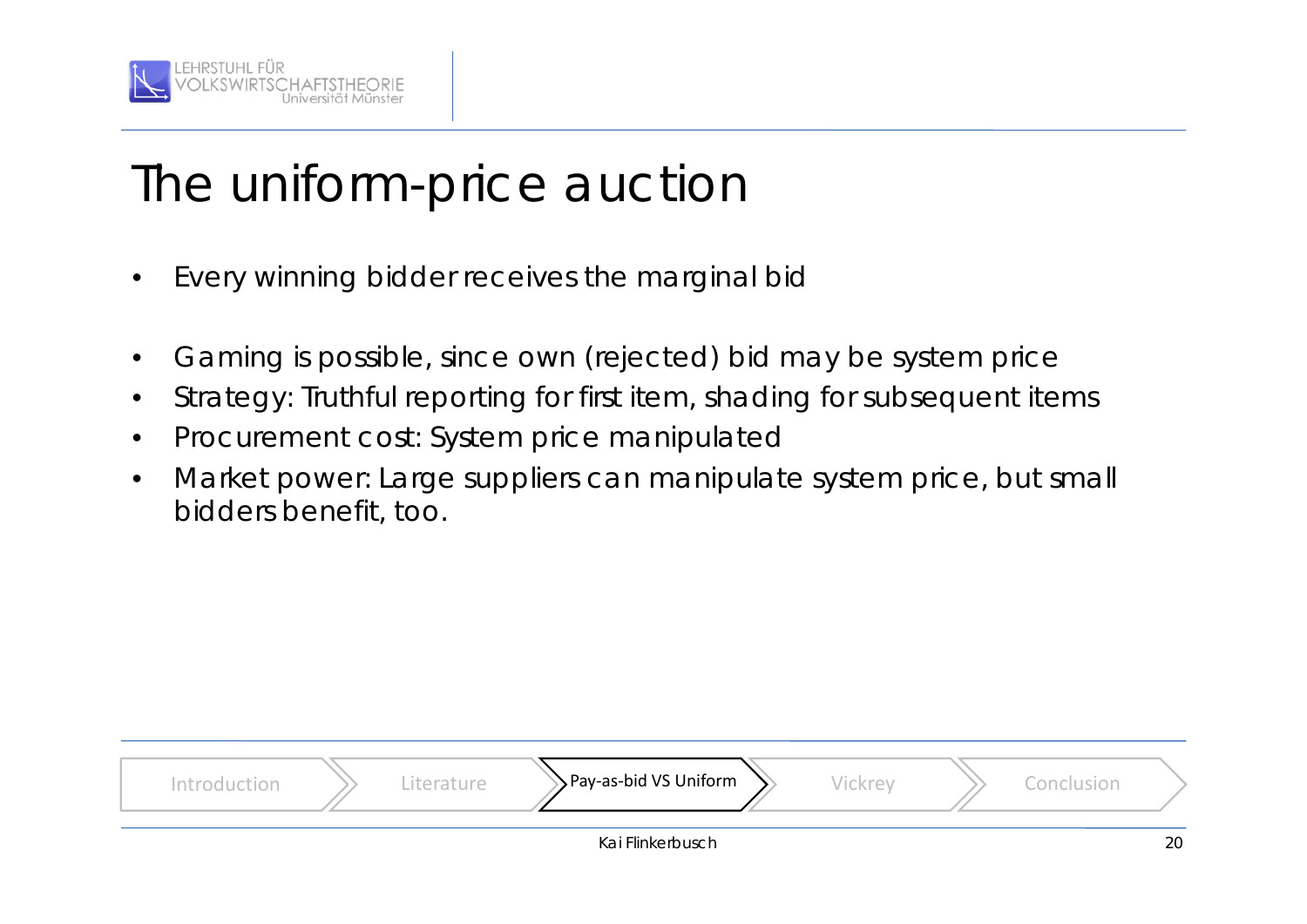# The uniform-price auction

- Every winning bidder receives the marginal bid

- Gaming is possible, since own (rejected) bid may be system price
- Strategy: Truthful reporting for first item, shading for subsequent items
- Procurement cost: System price manipulated
- Market power: Large suppliers can manipulate system price, but small bidders benefit, too.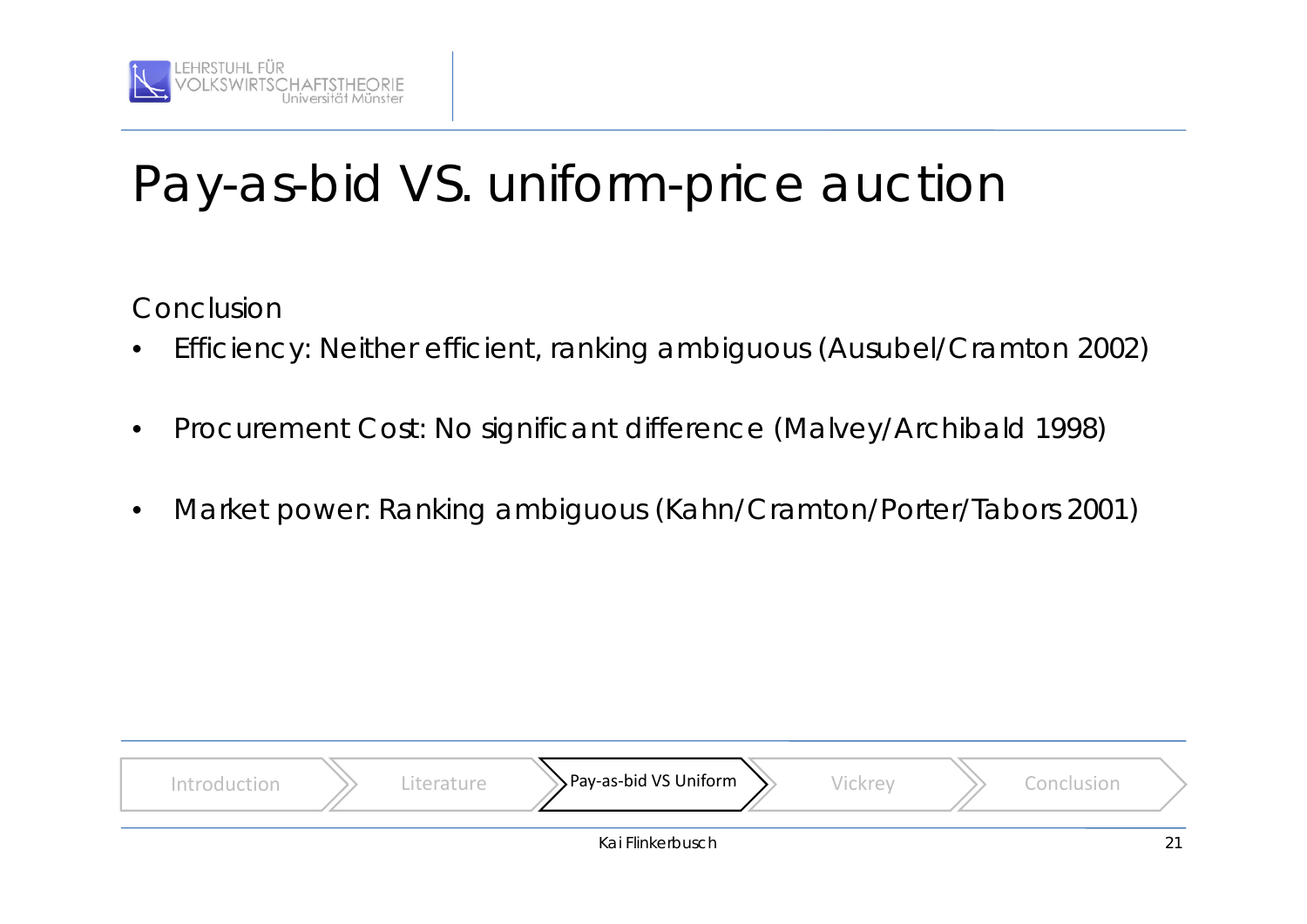# Pay-as-bid VS. uniform-price auction

Conclusion

- Efficiency: Neither efficient, ranking ambiguous (Ausubel/Cramton 2002)
- Procurement Cost: No significant difference (Malvey/Archibald 1998)
- Market power: Ranking ambiguous (Kahn/Cramton/Porter/Tabors 2001)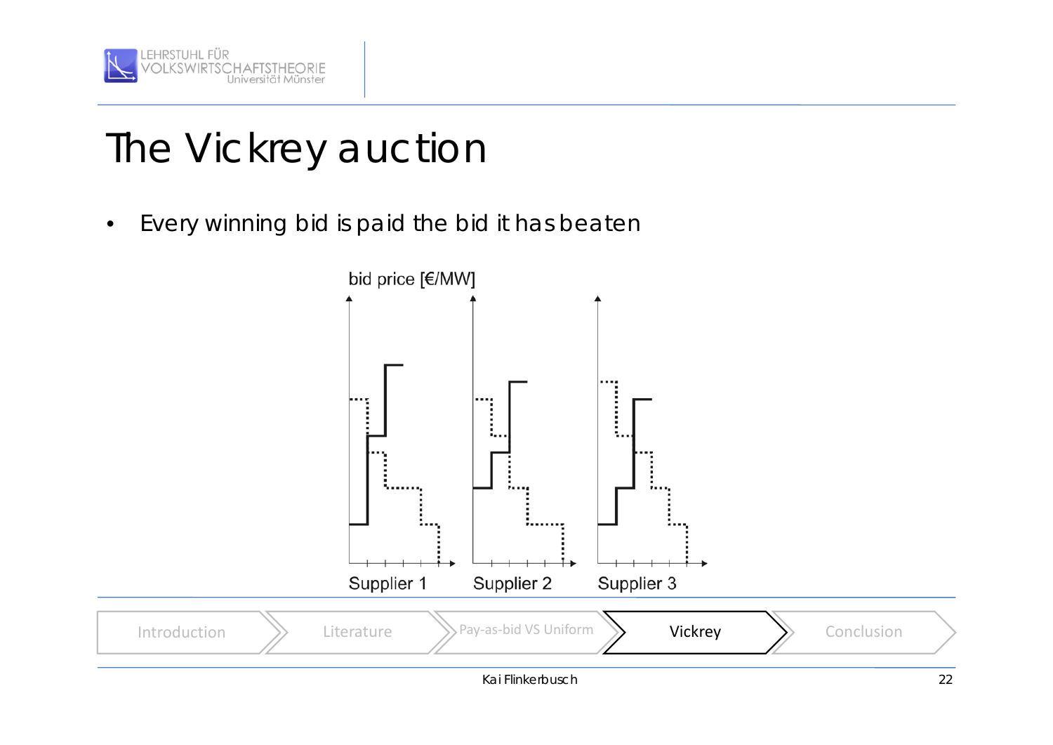# The Vickrey auction

- Every winning bid is paid the bid it has beaten

bid price [€/MW]

Supplier 1 Supplier 2 Supplier 3

Introduction | Literature | Pay-as-bid VS Uniform | Vickrey | Conclusion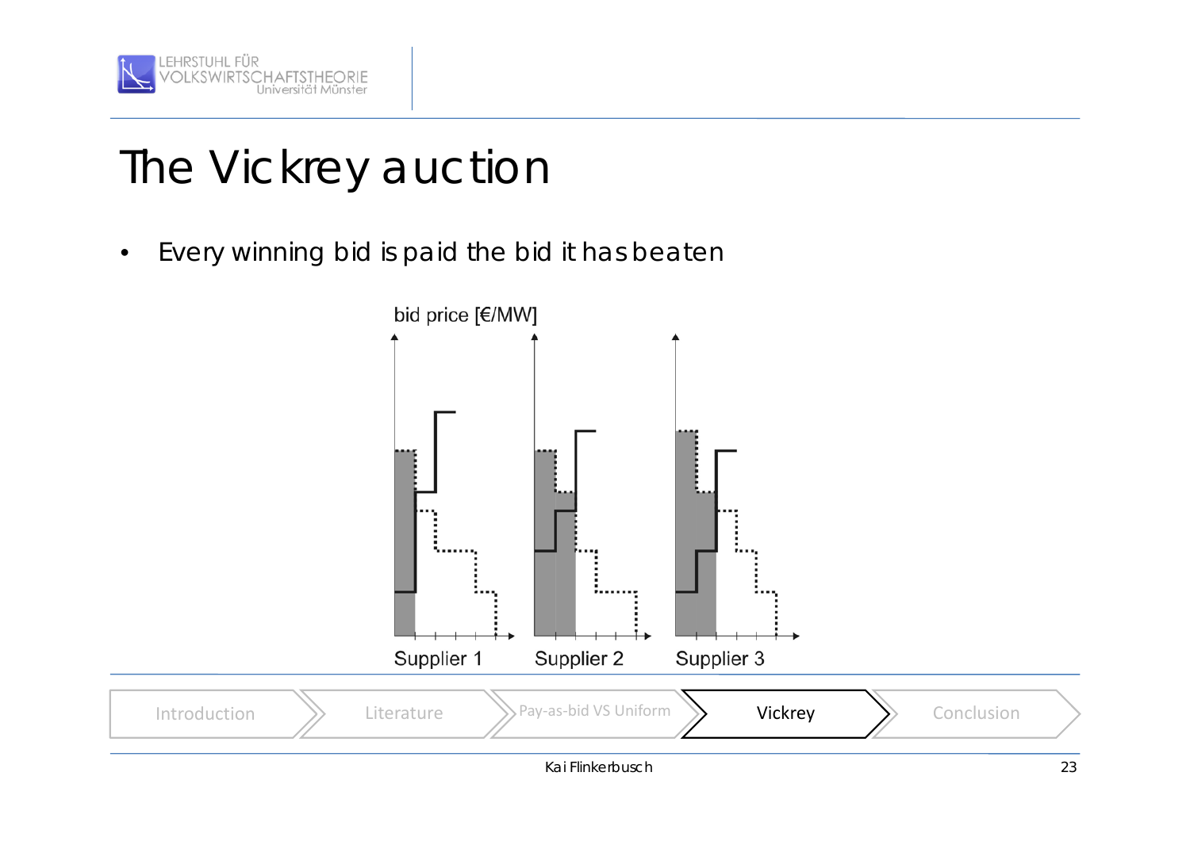# The Vickrey auction

- Every winning bid is paid the bid it has beaten

bid price [€/MW]

Supplier 1 Supplier 2 Supplier 3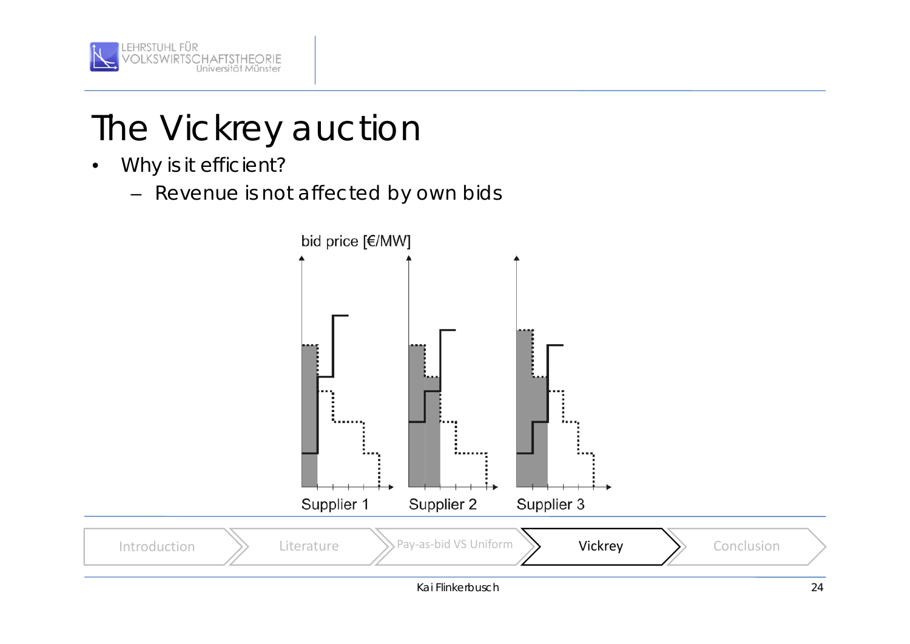# The Vickrey auction

- Why is it efficient?
  - Revenue is not affected by own bids

bid price [€/MW]

Supplier 1 Supplier 2 Supplier 3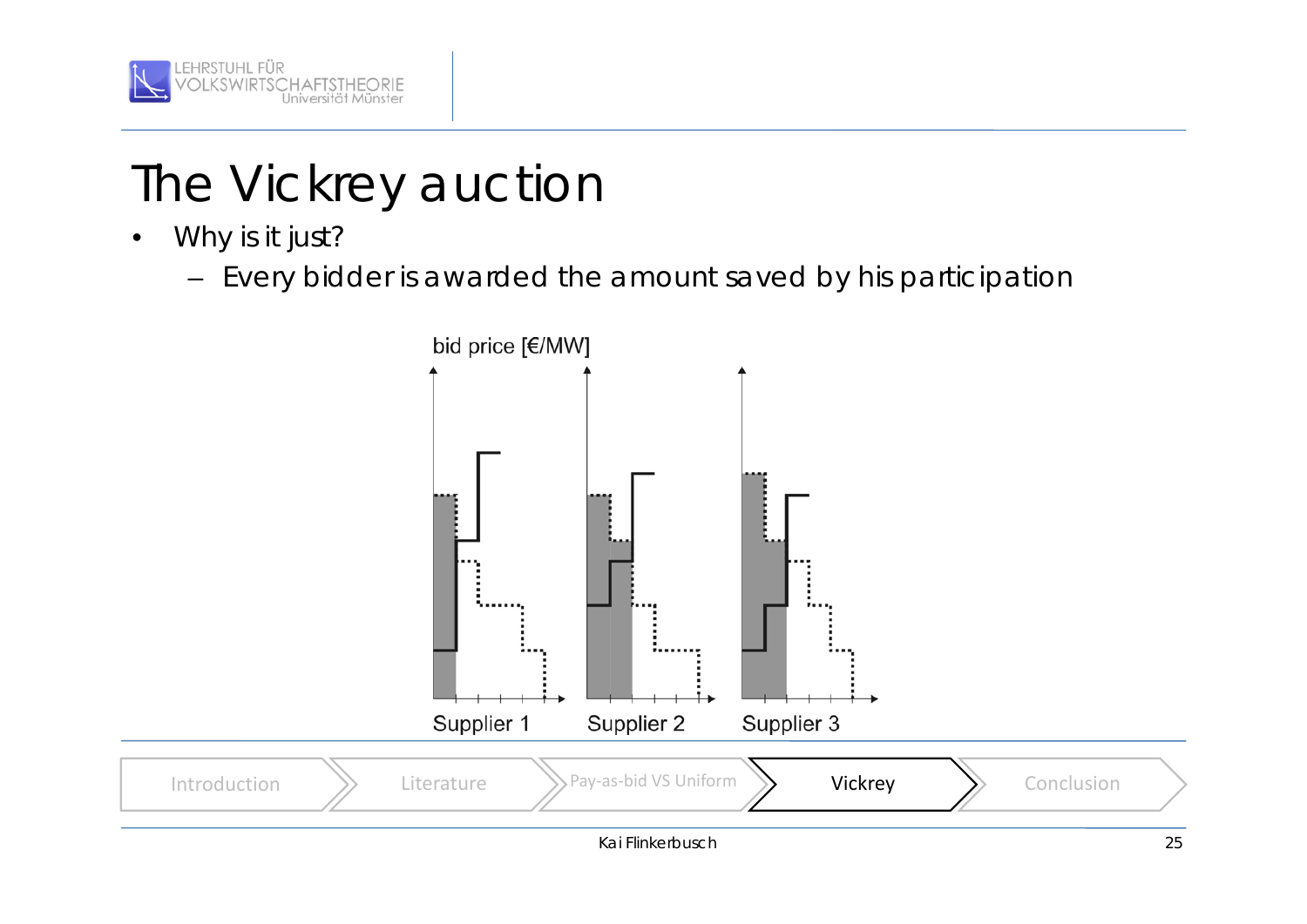# The Vickrey auction

- Why is it just?
  - Every bidder is awarded the amount saved by his participation

bid price [€/MW]

Supplier 1 Supplier 2 Supplier 3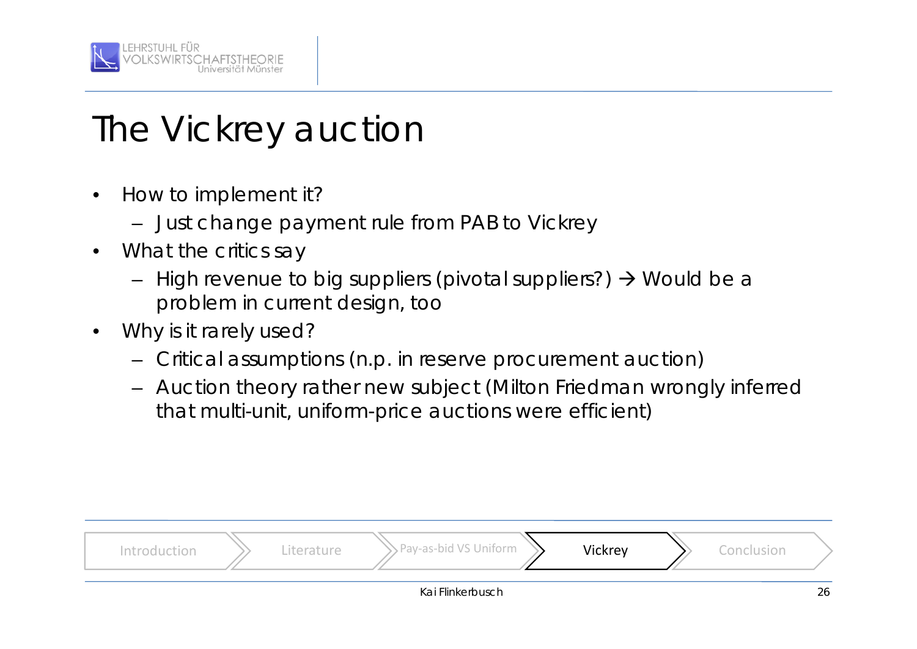# The Vickrey auction

- How to implement it?
  - Just change payment rule from PAB to Vickrey
- What the critics say
  - High revenue to big suppliers (pivotal suppliers?) → Would be a problem in current design, too
- Why is it rarely used?
  - Critical assumptions (n.p. in reserve procurement auction)
  - Auction theory rather new subject (Milton Friedman wrongly inferred that multi-unit, uniform-price auctions were efficient)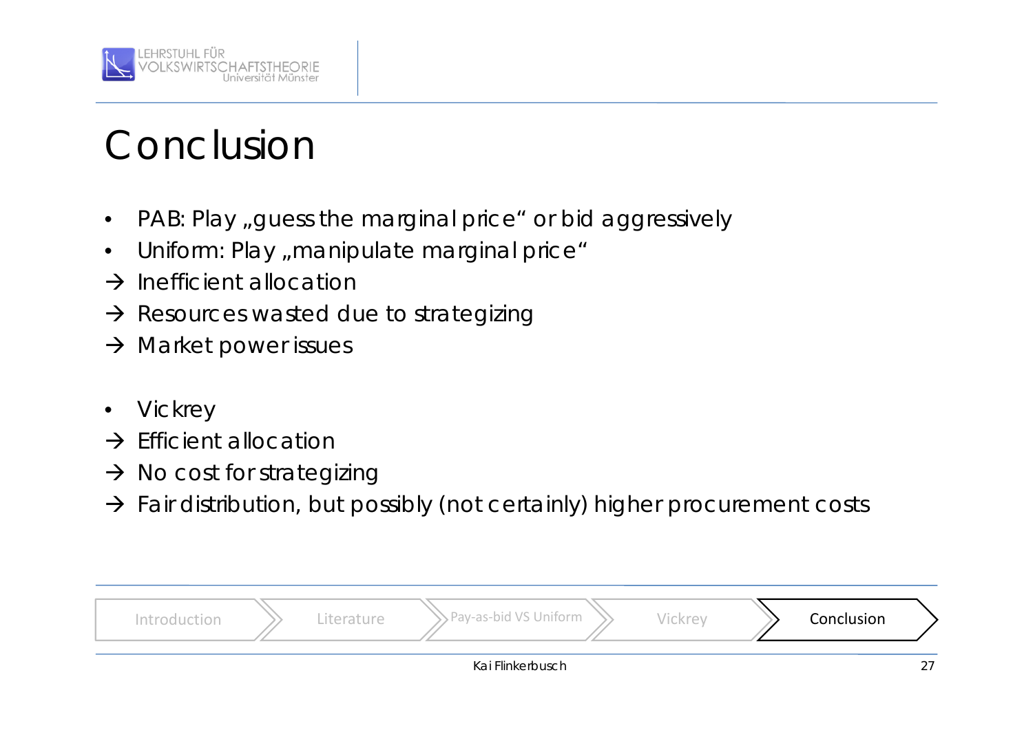# Conclusion

- PAB: Play „guess the marginal price" or bid aggressively
- Uniform: Play „manipulate marginal price"

→ Inefficient allocation
→ Resources wasted due to strategizing
→ Market power issues

- Vickrey

→ Efficient allocation
→ No cost for strategizing
→ Fair distribution, but possibly (not certainly) higher procurement costs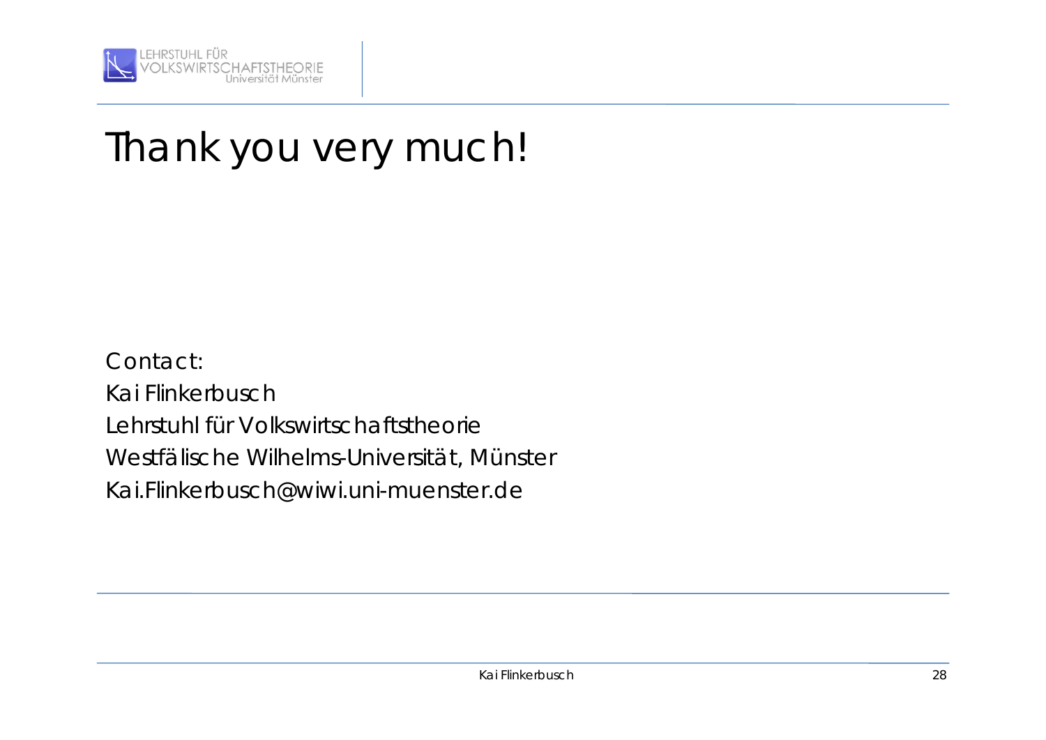# Thank you very much!

Contact:
Kai Flinkerbusch
Lehrstuhl für Volkswirtschaftstheorie
Westfälische Wilhelms-Universität, Münster
Kai.Flinkerbusch@wiwi.uni-muenster.de